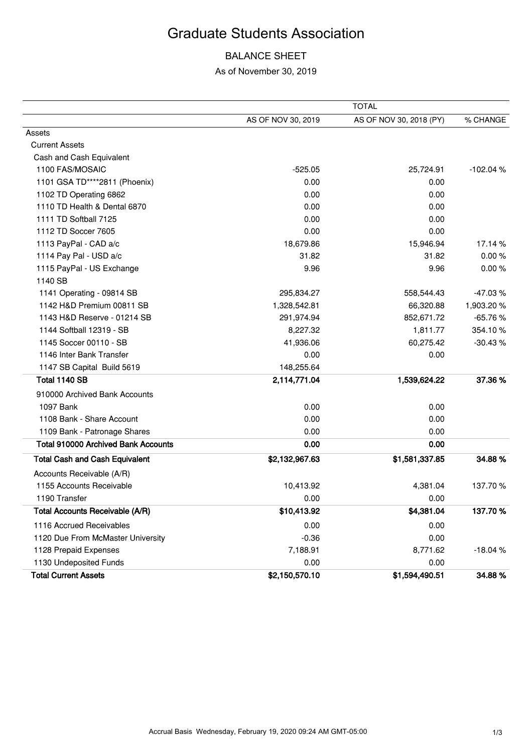# Graduate Students Association

## BALANCE SHEET

As of November 30, 2019

| | TOTAL | | |
|---|---|---|---|
| | AS OF NOV 30, 2019 | AS OF NOV 30, 2018 (PY) | % CHANGE |
| Assets | | | |
| Current Assets | | | |
| Cash and Cash Equivalent | | | |
| 1100 FAS/MOSAIC | -525.05 | 25,724.91 | -102.04 % |
| 1101 GSA TD****2811 (Phoenix) | 0.00 | 0.00 | |
| 1102 TD Operating 6862 | 0.00 | 0.00 | |
| 1110 TD Health & Dental 6870 | 0.00 | 0.00 | |
| 1111 TD Softball 7125 | 0.00 | 0.00 | |
| 1112 TD Soccer 7605 | 0.00 | 0.00 | |
| 1113 PayPal - CAD a/c | 18,679.86 | 15,946.94 | 17.14 % |
| 1114 Pay Pal - USD a/c | 31.82 | 31.82 | 0.00 % |
| 1115 PayPal - US Exchange | 9.96 | 9.96 | 0.00 % |
| 1140 SB | | | |
| 1141 Operating - 09814 SB | 295,834.27 | 558,544.43 | -47.03 % |
| 1142 H&D Premium 00811 SB | 1,328,542.81 | 66,320.88 | 1,903.20 % |
| 1143 H&D Reserve - 01214 SB | 291,974.94 | 852,671.72 | -65.76 % |
| 1144 Softball 12319 - SB | 8,227.32 | 1,811.77 | 354.10 % |
| 1145 Soccer 00110 - SB | 41,936.06 | 60,275.42 | -30.43 % |
| 1146 Inter Bank Transfer | 0.00 | 0.00 | |
| 1147 SB Capital Build 5619 | 148,255.64 | | |
| **Total 1140 SB** | **2,114,771.04** | **1,539,624.22** | **37.36 %** |
| 910000 Archived Bank Accounts | | | |
| 1097 Bank | 0.00 | 0.00 | |
| 1108 Bank - Share Account | 0.00 | 0.00 | |
| 1109 Bank - Patronage Shares | 0.00 | 0.00 | |
| **Total 910000 Archived Bank Accounts** | **0.00** | **0.00** | |
| **Total Cash and Cash Equivalent** | **$2,132,967.63** | **$1,581,337.85** | **34.88 %** |
| Accounts Receivable (A/R) | | | |
| 1155 Accounts Receivable | 10,413.92 | 4,381.04 | 137.70 % |
| 1190 Transfer | 0.00 | 0.00 | |
| **Total Accounts Receivable (A/R)** | **$10,413.92** | **$4,381.04** | **137.70 %** |
| 1116 Accrued Receivables | 0.00 | 0.00 | |
| 1120 Due From McMaster University | -0.36 | 0.00 | |
| 1128 Prepaid Expenses | 7,188.91 | 8,771.62 | -18.04 % |
| 1130 Undeposited Funds | 0.00 | 0.00 | |
| **Total Current Assets** | **$2,150,570.10** | **$1,594,490.51** | **34.88 %** |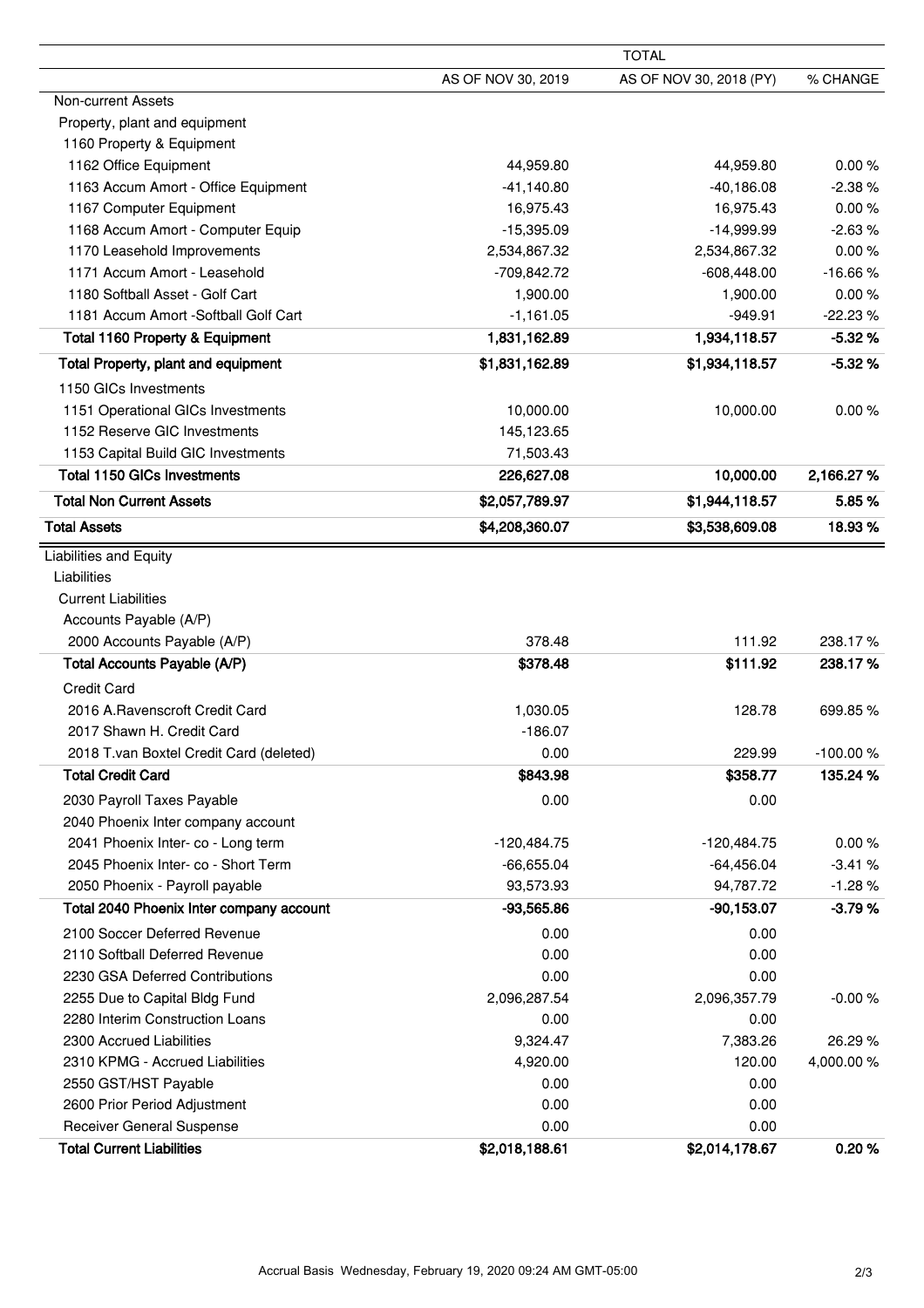| | TOTAL | | |
|---|---|---|---|
| | AS OF NOV 30, 2019 | AS OF NOV 30, 2018 (PY) | % CHANGE |
| Non-current Assets | | | |
| Property, plant and equipment | | | |
| 1160 Property & Equipment | | | |
| 1162 Office Equipment | 44,959.80 | 44,959.80 | 0.00 % |
| 1163 Accum Amort - Office Equipment | -41,140.80 | -40,186.08 | -2.38 % |
| 1167 Computer Equipment | 16,975.43 | 16,975.43 | 0.00 % |
| 1168 Accum Amort - Computer Equip | -15,395.09 | -14,999.99 | -2.63 % |
| 1170 Leasehold Improvements | 2,534,867.32 | 2,534,867.32 | 0.00 % |
| 1171 Accum Amort - Leasehold | -709,842.72 | -608,448.00 | -16.66 % |
| 1180 Softball Asset - Golf Cart | 1,900.00 | 1,900.00 | 0.00 % |
| 1181 Accum Amort -Softball Golf Cart | -1,161.05 | -949.91 | -22.23 % |
| **Total 1160 Property & Equipment** | **1,831,162.89** | **1,934,118.57** | **-5.32 %** |
| **Total Property, plant and equipment** | **$1,831,162.89** | **$1,934,118.57** | **-5.32 %** |
| 1150 GICs Investments | | | |
| 1151 Operational GICs Investments | 10,000.00 | 10,000.00 | 0.00 % |
| 1152 Reserve GIC Investments | 145,123.65 | | |
| 1153 Capital Build GIC Investments | 71,503.43 | | |
| **Total 1150 GICs Investments** | **226,627.08** | **10,000.00** | **2,166.27 %** |
| **Total Non Current Assets** | **$2,057,789.97** | **$1,944,118.57** | **5.85 %** |
| **Total Assets** | **$4,208,360.07** | **$3,538,609.08** | **18.93 %** |
| Liabilities and Equity | | | |
| Liabilities | | | |
| Current Liabilities | | | |
| Accounts Payable (A/P) | | | |
| 2000 Accounts Payable (A/P) | 378.48 | 111.92 | 238.17 % |
| **Total Accounts Payable (A/P)** | **$378.48** | **$111.92** | **238.17 %** |
| Credit Card | | | |
| 2016 A.Ravenscroft Credit Card | 1,030.05 | 128.78 | 699.85 % |
| 2017 Shawn H. Credit Card | -186.07 | | |
| 2018 T.van Boxtel Credit Card (deleted) | 0.00 | 229.99 | -100.00 % |
| **Total Credit Card** | **$843.98** | **$358.77** | **135.24 %** |
| 2030 Payroll Taxes Payable | 0.00 | 0.00 | |
| 2040 Phoenix Inter company account | | | |
| 2041 Phoenix Inter- co - Long term | -120,484.75 | -120,484.75 | 0.00 % |
| 2045 Phoenix Inter- co - Short Term | -66,655.04 | -64,456.04 | -3.41 % |
| 2050 Phoenix - Payroll payable | 93,573.93 | 94,787.72 | -1.28 % |
| **Total 2040 Phoenix Inter company account** | **-93,565.86** | **-90,153.07** | **-3.79 %** |
| 2100 Soccer Deferred Revenue | 0.00 | 0.00 | |
| 2110 Softball Deferred Revenue | 0.00 | 0.00 | |
| 2230 GSA Deferred Contributions | 0.00 | 0.00 | |
| 2255 Due to Capital Bldg Fund | 2,096,287.54 | 2,096,357.79 | -0.00 % |
| 2280 Interim Construction Loans | 0.00 | 0.00 | |
| 2300 Accrued Liabilities | 9,324.47 | 7,383.26 | 26.29 % |
| 2310 KPMG - Accrued Liabilities | 4,920.00 | 120.00 | 4,000.00 % |
| 2550 GST/HST Payable | 0.00 | 0.00 | |
| 2600 Prior Period Adjustment | 0.00 | 0.00 | |
| Receiver General Suspense | 0.00 | 0.00 | |
| **Total Current Liabilities** | **$2,018,188.61** | **$2,014,178.67** | **0.20 %** |

Accrual Basis Wednesday, February 19, 2020 09:24 AM GMT-05:00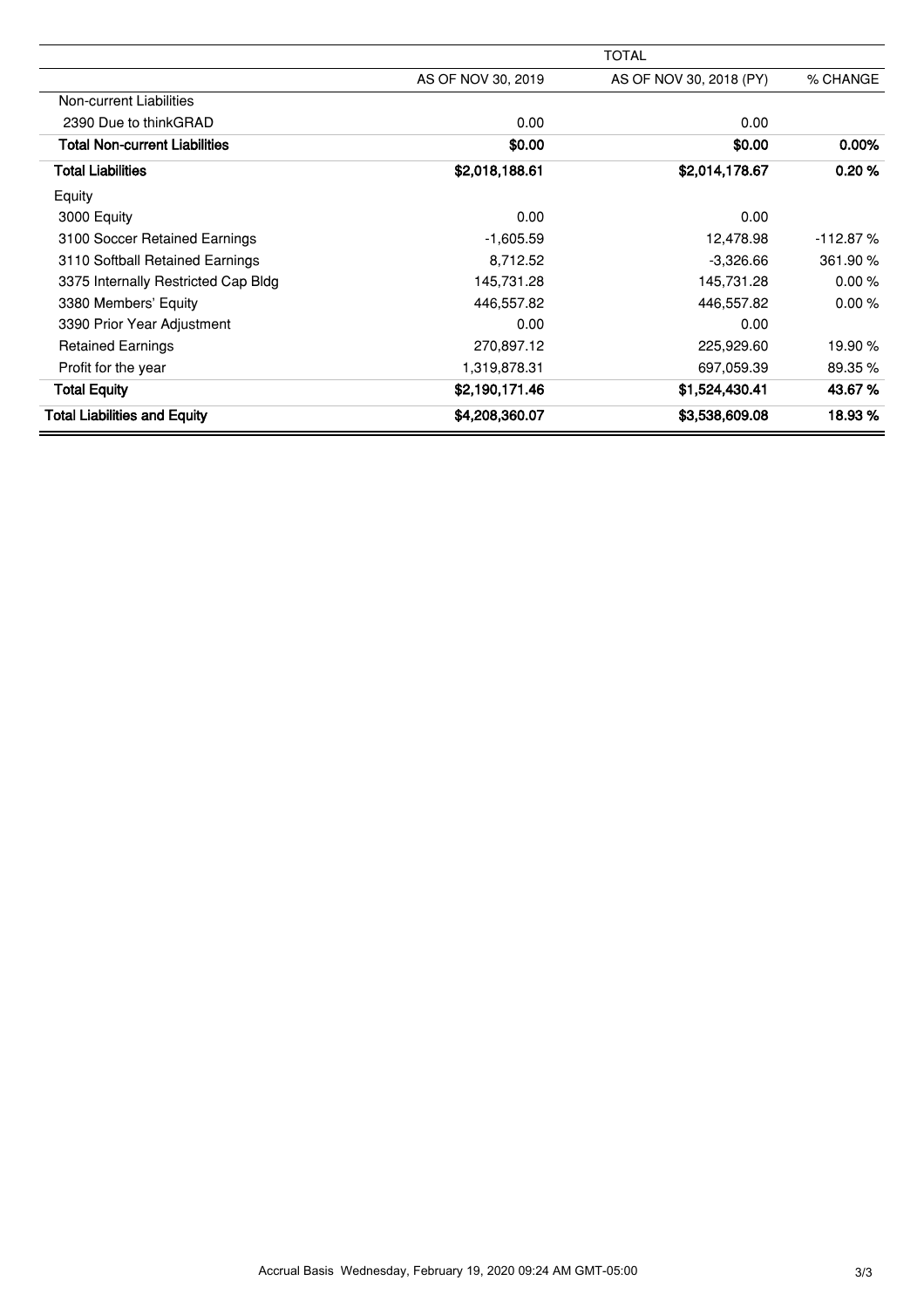| | TOTAL | | |
|---|---|---|---|
| | AS OF NOV 30, 2019 | AS OF NOV 30, 2018 (PY) | % CHANGE |
| Non-current Liabilities | | | |
| 2390 Due to thinkGRAD | 0.00 | 0.00 | |
| **Total Non-current Liabilities** | **$0.00** | **$0.00** | **0.00%** |
| **Total Liabilities** | **$2,018,188.61** | **$2,014,178.67** | **0.20 %** |
| Equity | | | |
| 3000 Equity | 0.00 | 0.00 | |
| 3100 Soccer Retained Earnings | -1,605.59 | 12,478.98 | -112.87 % |
| 3110 Softball Retained Earnings | 8,712.52 | -3,326.66 | 361.90 % |
| 3375 Internally Restricted Cap Bldg | 145,731.28 | 145,731.28 | 0.00 % |
| 3380 Members' Equity | 446,557.82 | 446,557.82 | 0.00 % |
| 3390 Prior Year Adjustment | 0.00 | 0.00 | |
| Retained Earnings | 270,897.12 | 225,929.60 | 19.90 % |
| Profit for the year | 1,319,878.31 | 697,059.39 | 89.35 % |
| **Total Equity** | **$2,190,171.46** | **$1,524,430.41** | **43.67 %** |
| **Total Liabilities and Equity** | **$4,208,360.07** | **$3,538,609.08** | **18.93 %** |

Accrual Basis Wednesday, February 19, 2020 09:24 AM GMT-05:00